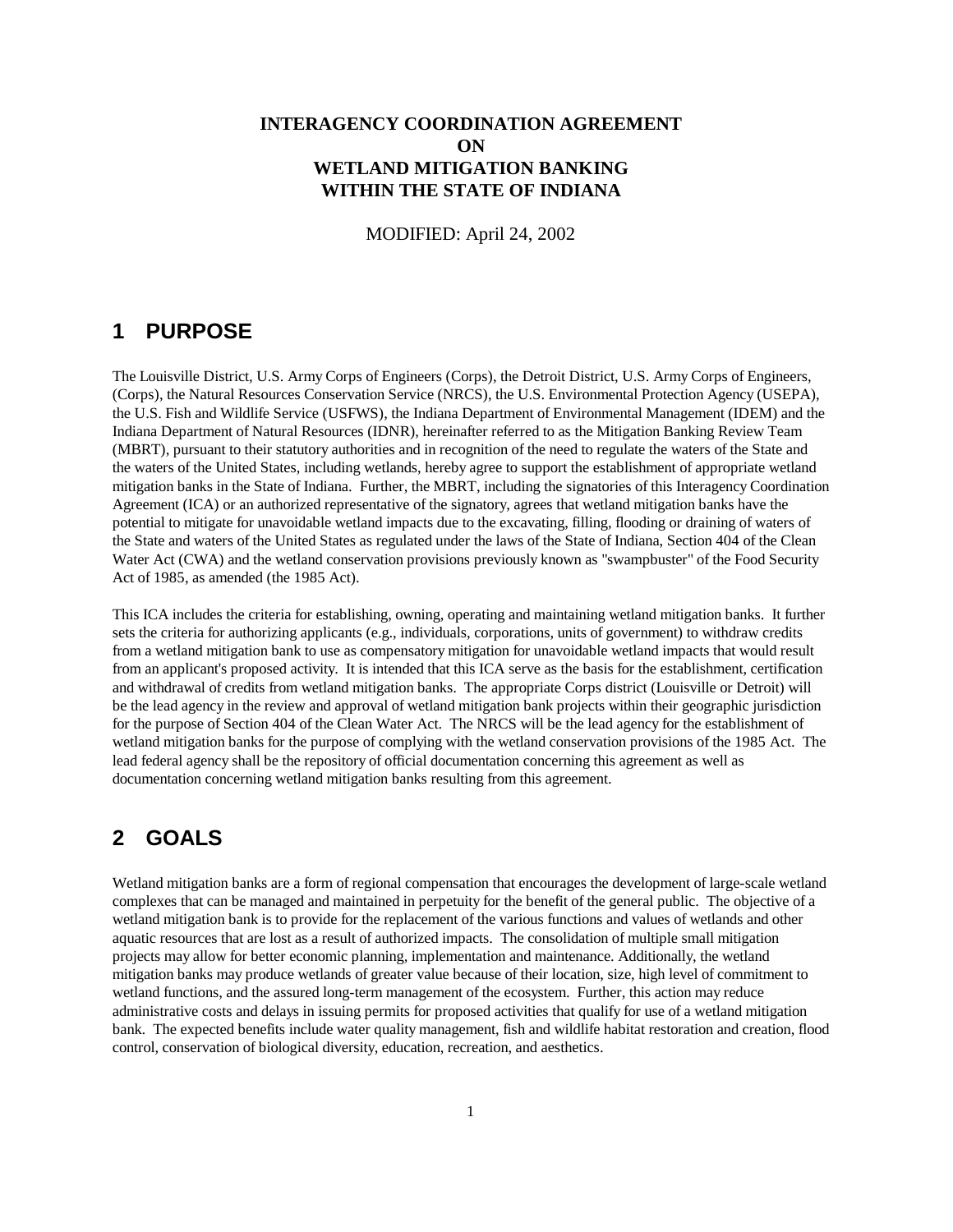# INTERAGENCY COORDINATION AGREEMENT ON WETLAND MITIGATION BANKING WITHIN THE STATE OF INDIANA

MODIFIED: April 24, 2002

## 1 PURPOSE

The Louisville District, U.S. Army Corps of Engineers (Corps), the Detroit District, U.S. Army Corps of Engineers, (Corps), the Natural Resources Conservation Service (NRCS), the U.S. Environmental Protection Agency (USEPA), the U.S. Fish and Wildlife Service (USFWS), the Indiana Department of Environmental Management (IDEM) and the Indiana Department of Natural Resources (IDNR), hereinafter referred to as the Mitigation Banking Review Team (MBRT), pursuant to their statutory authorities and in recognition of the need to regulate the waters of the State and the waters of the United States, including wetlands, hereby agree to support the establishment of appropriate wetland mitigation banks in the State of Indiana. Further, the MBRT, including the signatories of this Interagency Coordination Agreement (ICA) or an authorized representative of the signatory, agrees that wetland mitigation banks have the potential to mitigate for unavoidable wetland impacts due to the excavating, filling, flooding or draining of waters of the State and waters of the United States as regulated under the laws of the State of Indiana, Section 404 of the Clean Water Act (CWA) and the wetland conservation provisions previously known as "swampbuster" of the Food Security Act of 1985, as amended (the 1985 Act).

This ICA includes the criteria for establishing, owning, operating and maintaining wetland mitigation banks. It further sets the criteria for authorizing applicants (e.g., individuals, corporations, units of government) to withdraw credits from a wetland mitigation bank to use as compensatory mitigation for unavoidable wetland impacts that would result from an applicant's proposed activity. It is intended that this ICA serve as the basis for the establishment, certification and withdrawal of credits from wetland mitigation banks. The appropriate Corps district (Louisville or Detroit) will be the lead agency in the review and approval of wetland mitigation bank projects within their geographic jurisdiction for the purpose of Section 404 of the Clean Water Act. The NRCS will be the lead agency for the establishment of wetland mitigation banks for the purpose of complying with the wetland conservation provisions of the 1985 Act. The lead federal agency shall be the repository of official documentation concerning this agreement as well as documentation concerning wetland mitigation banks resulting from this agreement.

## 2 GOALS

Wetland mitigation banks are a form of regional compensation that encourages the development of large-scale wetland complexes that can be managed and maintained in perpetuity for the benefit of the general public. The objective of a wetland mitigation bank is to provide for the replacement of the various functions and values of wetlands and other aquatic resources that are lost as a result of authorized impacts. The consolidation of multiple small mitigation projects may allow for better economic planning, implementation and maintenance. Additionally, the wetland mitigation banks may produce wetlands of greater value because of their location, size, high level of commitment to wetland functions, and the assured long-term management of the ecosystem. Further, this action may reduce administrative costs and delays in issuing permits for proposed activities that qualify for use of a wetland mitigation bank. The expected benefits include water quality management, fish and wildlife habitat restoration and creation, flood control, conservation of biological diversity, education, recreation, and aesthetics.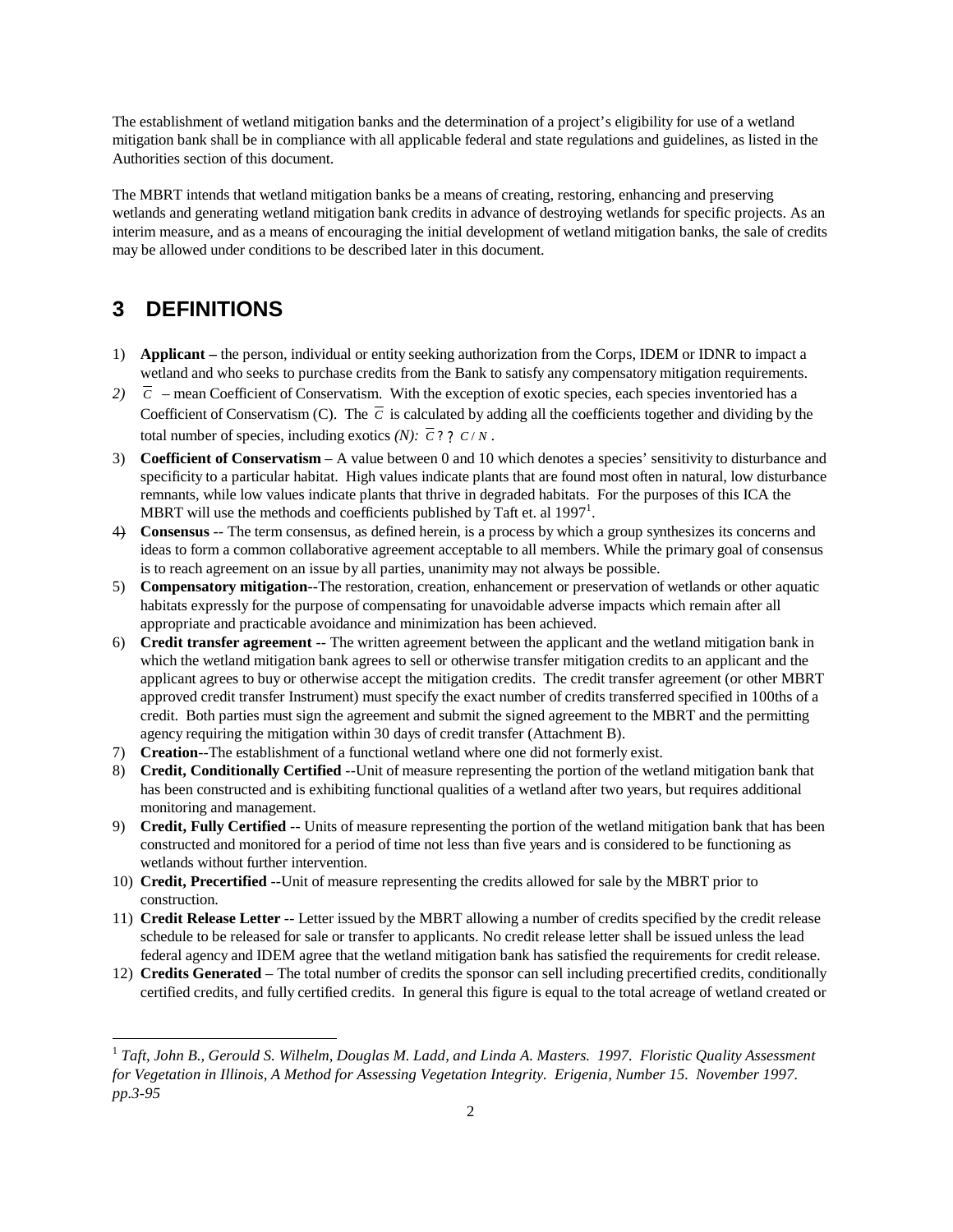The establishment of wetland mitigation banks and the determination of a project's eligibility for use of a wetland mitigation bank shall be in compliance with all applicable federal and state regulations and guidelines, as listed in the Authorities section of this document.

The MBRT intends that wetland mitigation banks be a means of creating, restoring, enhancing and preserving wetlands and generating wetland mitigation bank credits in advance of destroying wetlands for specific projects. As an interim measure, and as a means of encouraging the initial development of wetland mitigation banks, the sale of credits may be allowed under conditions to be described later in this document.

# 3 DEFINITIONS

1) **Applicant –** the person, individual or entity seeking authorization from the Corps, IDEM or IDNR to impact a wetland and who seeks to purchase credits from the Bank to satisfy any compensatory mitigation requirements.
2) $\overline{C}$ – mean Coefficient of Conservatism. With the exception of exotic species, each species inventoried has a Coefficient of Conservatism (C). The $\overline{C}$ is calculated by adding all the coefficients together and dividing by the total number of species, including exotics *(N):* $\overline{C} = \sum C / N$ .
3) **Coefficient of Conservatism** – A value between 0 and 10 which denotes a species' sensitivity to disturbance and specificity to a particular habitat. High values indicate plants that are found most often in natural, low disturbance remnants, while low values indicate plants that thrive in degraded habitats. For the purposes of this ICA the MBRT will use the methods and coefficients published by Taft et. al 1997[1].
4) **Consensus** -- The term consensus, as defined herein, is a process by which a group synthesizes its concerns and ideas to form a common collaborative agreement acceptable to all members. While the primary goal of consensus is to reach agreement on an issue by all parties, unanimity may not always be possible.
5) **Compensatory mitigation**--The restoration, creation, enhancement or preservation of wetlands or other aquatic habitats expressly for the purpose of compensating for unavoidable adverse impacts which remain after all appropriate and practicable avoidance and minimization has been achieved.
6) **Credit transfer agreement** -- The written agreement between the applicant and the wetland mitigation bank in which the wetland mitigation bank agrees to sell or otherwise transfer mitigation credits to an applicant and the applicant agrees to buy or otherwise accept the mitigation credits. The credit transfer agreement (or other MBRT approved credit transfer Instrument) must specify the exact number of credits transferred specified in 100ths of a credit. Both parties must sign the agreement and submit the signed agreement to the MBRT and the permitting agency requiring the mitigation within 30 days of credit transfer (Attachment B).
7) **Creation**--The establishment of a functional wetland where one did not formerly exist.
8) **Credit, Conditionally Certified** --Unit of measure representing the portion of the wetland mitigation bank that has been constructed and is exhibiting functional qualities of a wetland after two years, but requires additional monitoring and management.
9) **Credit, Fully Certified** -- Units of measure representing the portion of the wetland mitigation bank that has been constructed and monitored for a period of time not less than five years and is considered to be functioning as wetlands without further intervention.
10) **Credit, Precertified** --Unit of measure representing the credits allowed for sale by the MBRT prior to construction.
11) **Credit Release Letter** -- Letter issued by the MBRT allowing a number of credits specified by the credit release schedule to be released for sale or transfer to applicants. No credit release letter shall be issued unless the lead federal agency and IDEM agree that the wetland mitigation bank has satisfied the requirements for credit release.
12) **Credits Generated** – The total number of credits the sponsor can sell including precertified credits, conditionally certified credits, and fully certified credits. In general this figure is equal to the total acreage of wetland created or

[1] *Taft, John B., Gerould S. Wilhelm, Douglas M. Ladd, and Linda A. Masters. 1997. Floristic Quality Assessment for Vegetation in Illinois, A Method for Assessing Vegetation Integrity. Erigenia, Number 15. November 1997. pp.3-95*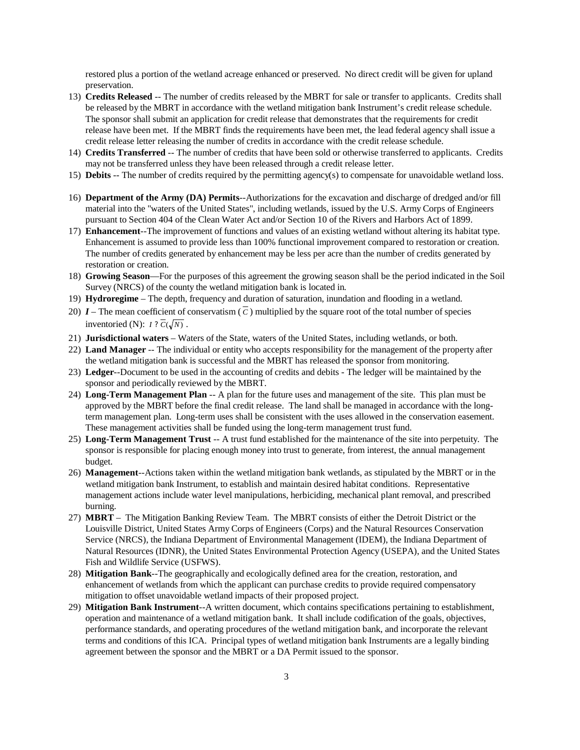restored plus a portion of the wetland acreage enhanced or preserved. No direct credit will be given for upland preservation.

13) **Credits Released** -- The number of credits released by the MBRT for sale or transfer to applicants. Credits shall be released by the MBRT in accordance with the wetland mitigation bank Instrument's credit release schedule. The sponsor shall submit an application for credit release that demonstrates that the requirements for credit release have been met. If the MBRT finds the requirements have been met, the lead federal agency shall issue a credit release letter releasing the number of credits in accordance with the credit release schedule.
14) **Credits Transferred** -- The number of credits that have been sold or otherwise transferred to applicants. Credits may not be transferred unless they have been released through a credit release letter.
15) **Debits** -- The number of credits required by the permitting agency(s) to compensate for unavoidable wetland loss.
16) **Department of the Army (DA) Permits**--Authorizations for the excavation and discharge of dredged and/or fill material into the "waters of the United States", including wetlands, issued by the U.S. Army Corps of Engineers pursuant to Section 404 of the Clean Water Act and/or Section 10 of the Rivers and Harbors Act of 1899.
17) **Enhancement**--The improvement of functions and values of an existing wetland without altering its habitat type. Enhancement is assumed to provide less than 100% functional improvement compared to restoration or creation. The number of credits generated by enhancement may be less per acre than the number of credits generated by restoration or creation.
18) **Growing Season**—For the purposes of this agreement the growing season shall be the period indicated in the Soil Survey (NRCS) of the county the wetland mitigation bank is located in.
19) **Hydroregime** – The depth, frequency and duration of saturation, inundation and flooding in a wetland.
20) ***I*** – The mean coefficient of conservatism ($\overline{C}$) multiplied by the square root of the total number of species inventoried (N): $I ? \overline{C}(\sqrt{N})$ .
21) **Jurisdictional waters** – Waters of the State, waters of the United States, including wetlands, or both.
22) **Land Manager** -- The individual or entity who accepts responsibility for the management of the property after the wetland mitigation bank is successful and the MBRT has released the sponsor from monitoring.
23) **Ledger**--Document to be used in the accounting of credits and debits - The ledger will be maintained by the sponsor and periodically reviewed by the MBRT.
24) **Long-Term Management Plan** -- A plan for the future uses and management of the site. This plan must be approved by the MBRT before the final credit release. The land shall be managed in accordance with the long-term management plan. Long-term uses shall be consistent with the uses allowed in the conservation easement. These management activities shall be funded using the long-term management trust fund.
25) **Long-Term Management Trust** -- A trust fund established for the maintenance of the site into perpetuity. The sponsor is responsible for placing enough money into trust to generate, from interest, the annual management budget.
26) **Management**--Actions taken within the wetland mitigation bank wetlands, as stipulated by the MBRT or in the wetland mitigation bank Instrument, to establish and maintain desired habitat conditions. Representative management actions include water level manipulations, herbiciding, mechanical plant removal, and prescribed burning.
27) **MBRT** – The Mitigation Banking Review Team. The MBRT consists of either the Detroit District or the Louisville District, United States Army Corps of Engineers (Corps) and the Natural Resources Conservation Service (NRCS), the Indiana Department of Environmental Management (IDEM), the Indiana Department of Natural Resources (IDNR), the United States Environmental Protection Agency (USEPA), and the United States Fish and Wildlife Service (USFWS).
28) **Mitigation Bank**--The geographically and ecologically defined area for the creation, restoration, and enhancement of wetlands from which the applicant can purchase credits to provide required compensatory mitigation to offset unavoidable wetland impacts of their proposed project.
29) **Mitigation Bank Instrument**--A written document, which contains specifications pertaining to establishment, operation and maintenance of a wetland mitigation bank. It shall include codification of the goals, objectives, performance standards, and operating procedures of the wetland mitigation bank, and incorporate the relevant terms and conditions of this ICA. Principal types of wetland mitigation bank Instruments are a legally binding agreement between the sponsor and the MBRT or a DA Permit issued to the sponsor.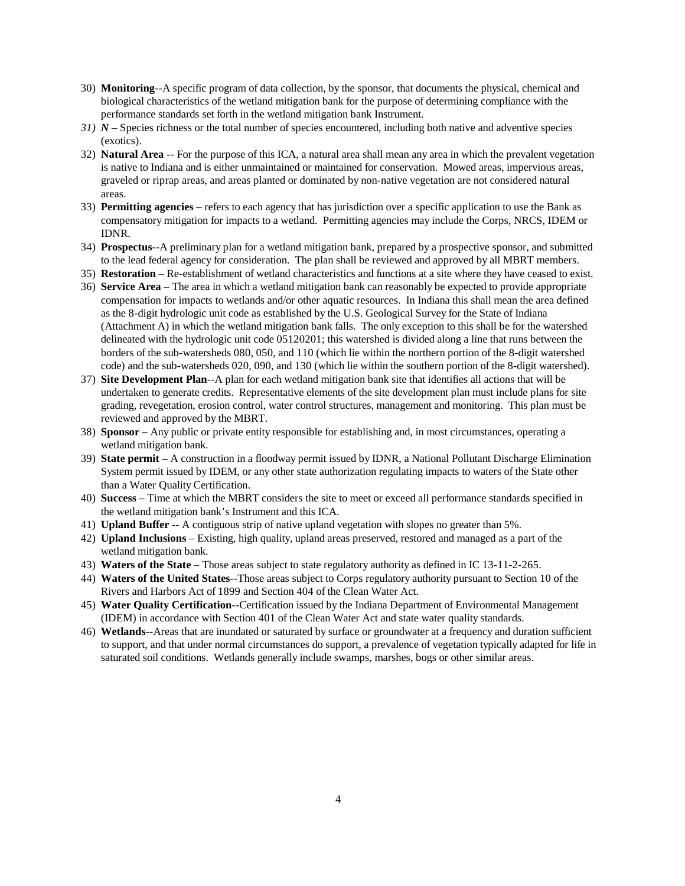30) **Monitoring**--A specific program of data collection, by the sponsor, that documents the physical, chemical and biological characteristics of the wetland mitigation bank for the purpose of determining compliance with the performance standards set forth in the wetland mitigation bank Instrument.
31) ***N*** – Species richness or the total number of species encountered, including both native and adventive species (exotics).
32) **Natural Area** -- For the purpose of this ICA, a natural area shall mean any area in which the prevalent vegetation is native to Indiana and is either unmaintained or maintained for conservation. Mowed areas, impervious areas, graveled or riprap areas, and areas planted or dominated by non-native vegetation are not considered natural areas.
33) **Permitting agencies** – refers to each agency that has jurisdiction over a specific application to use the Bank as compensatory mitigation for impacts to a wetland. Permitting agencies may include the Corps, NRCS, IDEM or IDNR.
34) **Prospectus**--A preliminary plan for a wetland mitigation bank, prepared by a prospective sponsor, and submitted to the lead federal agency for consideration. The plan shall be reviewed and approved by all MBRT members.
35) **Restoration** – Re-establishment of wetland characteristics and functions at a site where they have ceased to exist.
36) **Service Area** – The area in which a wetland mitigation bank can reasonably be expected to provide appropriate compensation for impacts to wetlands and/or other aquatic resources. In Indiana this shall mean the area defined as the 8-digit hydrologic unit code as established by the U.S. Geological Survey for the State of Indiana (Attachment A) in which the wetland mitigation bank falls. The only exception to this shall be for the watershed delineated with the hydrologic unit code 05120201; this watershed is divided along a line that runs between the borders of the sub-watersheds 080, 050, and 110 (which lie within the northern portion of the 8-digit watershed code) and the sub-watersheds 020, 090, and 130 (which lie within the southern portion of the 8-digit watershed).
37) **Site Development Plan**--A plan for each wetland mitigation bank site that identifies all actions that will be undertaken to generate credits. Representative elements of the site development plan must include plans for site grading, revegetation, erosion control, water control structures, management and monitoring. This plan must be reviewed and approved by the MBRT.
38) **Sponsor** – Any public or private entity responsible for establishing and, in most circumstances, operating a wetland mitigation bank.
39) **State permit –** A construction in a floodway permit issued by IDNR, a National Pollutant Discharge Elimination System permit issued by IDEM, or any other state authorization regulating impacts to waters of the State other than a Water Quality Certification.
40) **Success** – Time at which the MBRT considers the site to meet or exceed all performance standards specified in the wetland mitigation bank's Instrument and this ICA.
41) **Upland Buffer** -- A contiguous strip of native upland vegetation with slopes no greater than 5%.
42) **Upland Inclusions** – Existing, high quality, upland areas preserved, restored and managed as a part of the wetland mitigation bank.
43) **Waters of the State** – Those areas subject to state regulatory authority as defined in IC 13-11-2-265.
44) **Waters of the United States**--Those areas subject to Corps regulatory authority pursuant to Section 10 of the Rivers and Harbors Act of 1899 and Section 404 of the Clean Water Act.
45) **Water Quality Certification**--Certification issued by the Indiana Department of Environmental Management (IDEM) in accordance with Section 401 of the Clean Water Act and state water quality standards.
46) **Wetlands**--Areas that are inundated or saturated by surface or groundwater at a frequency and duration sufficient to support, and that under normal circumstances do support, a prevalence of vegetation typically adapted for life in saturated soil conditions. Wetlands generally include swamps, marshes, bogs or other similar areas.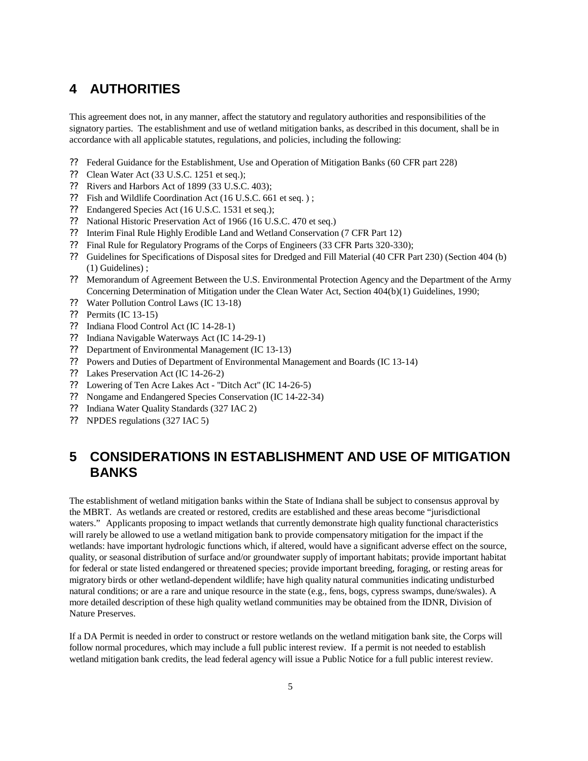# 4 AUTHORITIES

This agreement does not, in any manner, affect the statutory and regulatory authorities and responsibilities of the signatory parties. The establishment and use of wetland mitigation banks, as described in this document, shall be in accordance with all applicable statutes, regulations, and policies, including the following:

- Federal Guidance for the Establishment, Use and Operation of Mitigation Banks (60 CFR part 228)
- Clean Water Act (33 U.S.C. 1251 et seq.);
- Rivers and Harbors Act of 1899 (33 U.S.C. 403);
- Fish and Wildlife Coordination Act (16 U.S.C. 661 et seq. ) ;
- Endangered Species Act (16 U.S.C. 1531 et seq.);
- National Historic Preservation Act of 1966 (16 U.S.C. 470 et seq.)
- Interim Final Rule Highly Erodible Land and Wetland Conservation (7 CFR Part 12)
- Final Rule for Regulatory Programs of the Corps of Engineers (33 CFR Parts 320-330);
- Guidelines for Specifications of Disposal sites for Dredged and Fill Material (40 CFR Part 230) (Section 404 (b) (1) Guidelines) ;
- Memorandum of Agreement Between the U.S. Environmental Protection Agency and the Department of the Army Concerning Determination of Mitigation under the Clean Water Act, Section 404(b)(1) Guidelines, 1990;
- Water Pollution Control Laws (IC 13-18)
- Permits (IC 13-15)
- Indiana Flood Control Act (IC 14-28-1)
- Indiana Navigable Waterways Act (IC 14-29-1)
- Department of Environmental Management (IC 13-13)
- Powers and Duties of Department of Environmental Management and Boards (IC 13-14)
- Lakes Preservation Act (IC 14-26-2)
- Lowering of Ten Acre Lakes Act - "Ditch Act" (IC 14-26-5)
- Nongame and Endangered Species Conservation (IC 14-22-34)
- Indiana Water Quality Standards (327 IAC 2)
- NPDES regulations (327 IAC 5)

# 5 CONSIDERATIONS IN ESTABLISHMENT AND USE OF MITIGATION BANKS

The establishment of wetland mitigation banks within the State of Indiana shall be subject to consensus approval by the MBRT. As wetlands are created or restored, credits are established and these areas become "jurisdictional waters." Applicants proposing to impact wetlands that currently demonstrate high quality functional characteristics will rarely be allowed to use a wetland mitigation bank to provide compensatory mitigation for the impact if the wetlands: have important hydrologic functions which, if altered, would have a significant adverse effect on the source, quality, or seasonal distribution of surface and/or groundwater supply of important habitats; provide important habitat for federal or state listed endangered or threatened species; provide important breeding, foraging, or resting areas for migratory birds or other wetland-dependent wildlife; have high quality natural communities indicating undisturbed natural conditions; or are a rare and unique resource in the state (e.g., fens, bogs, cypress swamps, dune/swales). A more detailed description of these high quality wetland communities may be obtained from the IDNR, Division of Nature Preserves.

If a DA Permit is needed in order to construct or restore wetlands on the wetland mitigation bank site, the Corps will follow normal procedures, which may include a full public interest review. If a permit is not needed to establish wetland mitigation bank credits, the lead federal agency will issue a Public Notice for a full public interest review.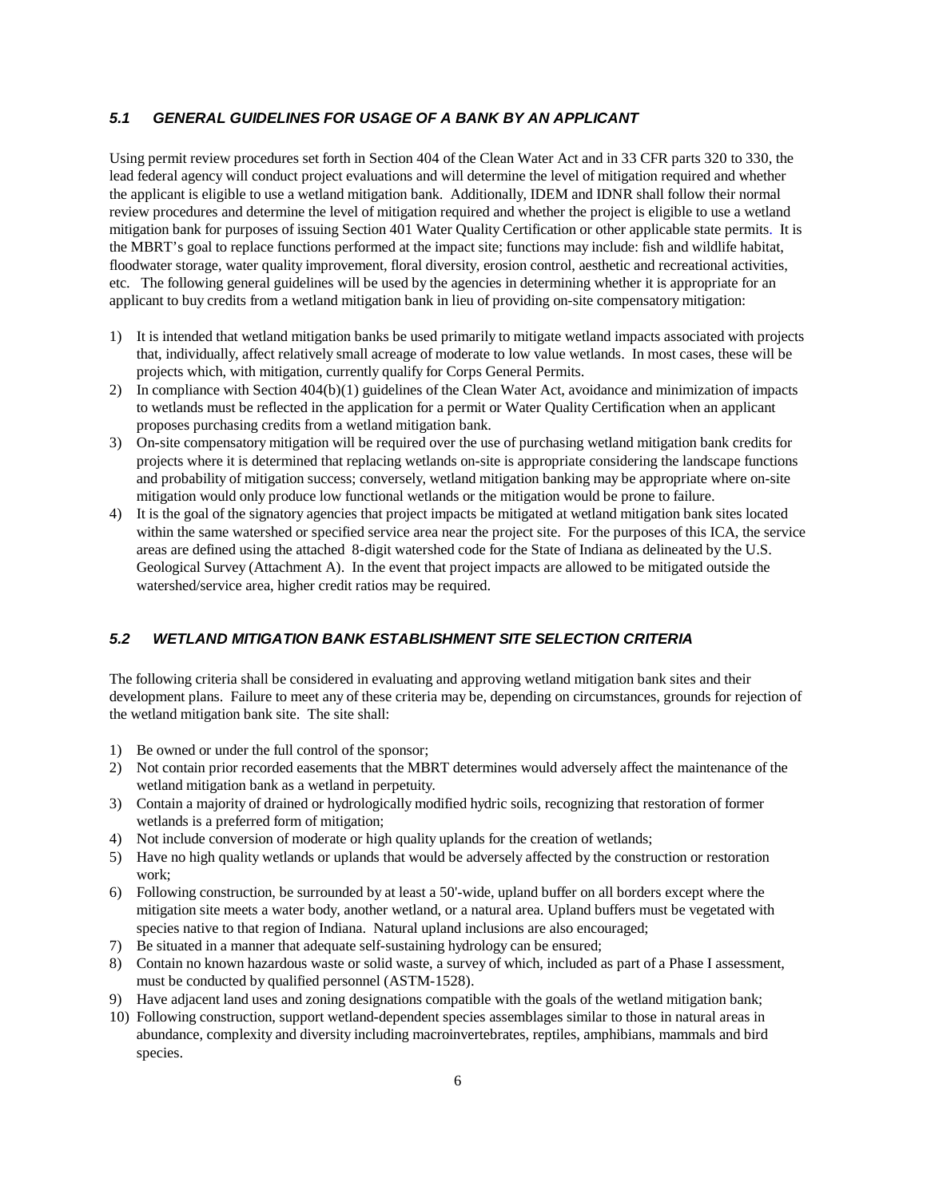### *5.1 GENERAL GUIDELINES FOR USAGE OF A BANK BY AN APPLICANT*

Using permit review procedures set forth in Section 404 of the Clean Water Act and in 33 CFR parts 320 to 330, the lead federal agency will conduct project evaluations and will determine the level of mitigation required and whether the applicant is eligible to use a wetland mitigation bank. Additionally, IDEM and IDNR shall follow their normal review procedures and determine the level of mitigation required and whether the project is eligible to use a wetland mitigation bank for purposes of issuing Section 401 Water Quality Certification or other applicable state permits. It is the MBRT's goal to replace functions performed at the impact site; functions may include: fish and wildlife habitat, floodwater storage, water quality improvement, floral diversity, erosion control, aesthetic and recreational activities, etc. The following general guidelines will be used by the agencies in determining whether it is appropriate for an applicant to buy credits from a wetland mitigation bank in lieu of providing on-site compensatory mitigation:

1) It is intended that wetland mitigation banks be used primarily to mitigate wetland impacts associated with projects that, individually, affect relatively small acreage of moderate to low value wetlands. In most cases, these will be projects which, with mitigation, currently qualify for Corps General Permits.
2) In compliance with Section 404(b)(1) guidelines of the Clean Water Act, avoidance and minimization of impacts to wetlands must be reflected in the application for a permit or Water Quality Certification when an applicant proposes purchasing credits from a wetland mitigation bank.
3) On-site compensatory mitigation will be required over the use of purchasing wetland mitigation bank credits for projects where it is determined that replacing wetlands on-site is appropriate considering the landscape functions and probability of mitigation success; conversely, wetland mitigation banking may be appropriate where on-site mitigation would only produce low functional wetlands or the mitigation would be prone to failure.
4) It is the goal of the signatory agencies that project impacts be mitigated at wetland mitigation bank sites located within the same watershed or specified service area near the project site. For the purposes of this ICA, the service areas are defined using the attached 8-digit watershed code for the State of Indiana as delineated by the U.S. Geological Survey (Attachment A). In the event that project impacts are allowed to be mitigated outside the watershed/service area, higher credit ratios may be required.

### *5.2 WETLAND MITIGATION BANK ESTABLISHMENT SITE SELECTION CRITERIA*

The following criteria shall be considered in evaluating and approving wetland mitigation bank sites and their development plans. Failure to meet any of these criteria may be, depending on circumstances, grounds for rejection of the wetland mitigation bank site. The site shall:

1) Be owned or under the full control of the sponsor;
2) Not contain prior recorded easements that the MBRT determines would adversely affect the maintenance of the wetland mitigation bank as a wetland in perpetuity.
3) Contain a majority of drained or hydrologically modified hydric soils, recognizing that restoration of former wetlands is a preferred form of mitigation;
4) Not include conversion of moderate or high quality uplands for the creation of wetlands;
5) Have no high quality wetlands or uplands that would be adversely affected by the construction or restoration work;
6) Following construction, be surrounded by at least a 50'-wide, upland buffer on all borders except where the mitigation site meets a water body, another wetland, or a natural area. Upland buffers must be vegetated with species native to that region of Indiana. Natural upland inclusions are also encouraged;
7) Be situated in a manner that adequate self-sustaining hydrology can be ensured;
8) Contain no known hazardous waste or solid waste, a survey of which, included as part of a Phase I assessment, must be conducted by qualified personnel (ASTM-1528).
9) Have adjacent land uses and zoning designations compatible with the goals of the wetland mitigation bank;
10) Following construction, support wetland-dependent species assemblages similar to those in natural areas in abundance, complexity and diversity including macroinvertebrates, reptiles, amphibians, mammals and bird species.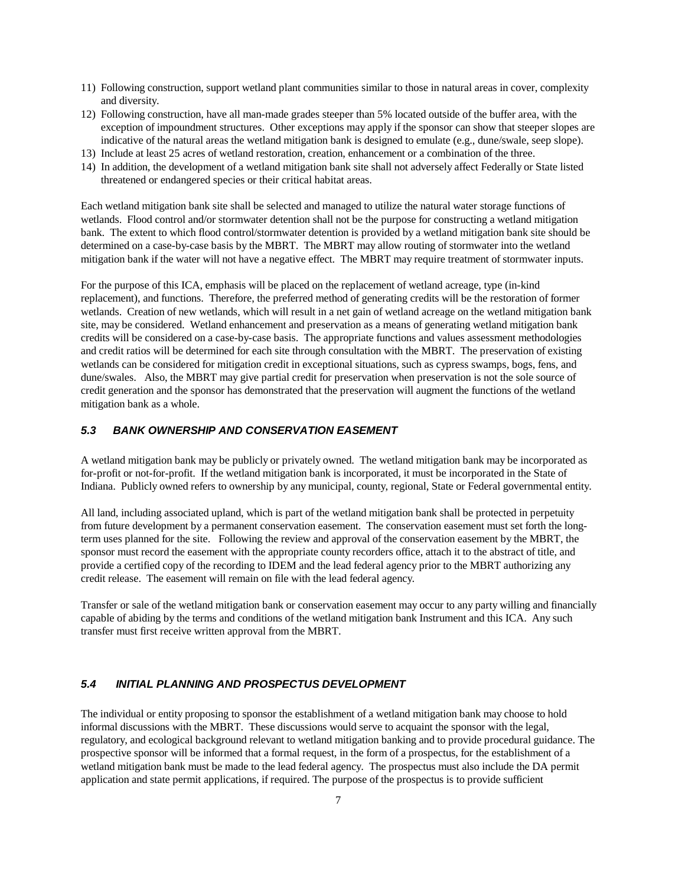11) Following construction, support wetland plant communities similar to those in natural areas in cover, complexity and diversity.
12) Following construction, have all man-made grades steeper than 5% located outside of the buffer area, with the exception of impoundment structures. Other exceptions may apply if the sponsor can show that steeper slopes are indicative of the natural areas the wetland mitigation bank is designed to emulate (e.g., dune/swale, seep slope).
13) Include at least 25 acres of wetland restoration, creation, enhancement or a combination of the three.
14) In addition, the development of a wetland mitigation bank site shall not adversely affect Federally or State listed threatened or endangered species or their critical habitat areas.

Each wetland mitigation bank site shall be selected and managed to utilize the natural water storage functions of wetlands. Flood control and/or stormwater detention shall not be the purpose for constructing a wetland mitigation bank. The extent to which flood control/stormwater detention is provided by a wetland mitigation bank site should be determined on a case-by-case basis by the MBRT. The MBRT may allow routing of stormwater into the wetland mitigation bank if the water will not have a negative effect. The MBRT may require treatment of stormwater inputs.

For the purpose of this ICA, emphasis will be placed on the replacement of wetland acreage, type (in-kind replacement), and functions. Therefore, the preferred method of generating credits will be the restoration of former wetlands. Creation of new wetlands, which will result in a net gain of wetland acreage on the wetland mitigation bank site, may be considered. Wetland enhancement and preservation as a means of generating wetland mitigation bank credits will be considered on a case-by-case basis. The appropriate functions and values assessment methodologies and credit ratios will be determined for each site through consultation with the MBRT. The preservation of existing wetlands can be considered for mitigation credit in exceptional situations, such as cypress swamps, bogs, fens, and dune/swales. Also, the MBRT may give partial credit for preservation when preservation is not the sole source of credit generation and the sponsor has demonstrated that the preservation will augment the functions of the wetland mitigation bank as a whole.

### *5.3 BANK OWNERSHIP AND CONSERVATION EASEMENT*

A wetland mitigation bank may be publicly or privately owned. The wetland mitigation bank may be incorporated as for-profit or not-for-profit. If the wetland mitigation bank is incorporated, it must be incorporated in the State of Indiana. Publicly owned refers to ownership by any municipal, county, regional, State or Federal governmental entity.

All land, including associated upland, which is part of the wetland mitigation bank shall be protected in perpetuity from future development by a permanent conservation easement. The conservation easement must set forth the long-term uses planned for the site. Following the review and approval of the conservation easement by the MBRT, the sponsor must record the easement with the appropriate county recorders office, attach it to the abstract of title, and provide a certified copy of the recording to IDEM and the lead federal agency prior to the MBRT authorizing any credit release. The easement will remain on file with the lead federal agency.

Transfer or sale of the wetland mitigation bank or conservation easement may occur to any party willing and financially capable of abiding by the terms and conditions of the wetland mitigation bank Instrument and this ICA. Any such transfer must first receive written approval from the MBRT.

### *5.4 INITIAL PLANNING AND PROSPECTUS DEVELOPMENT*

The individual or entity proposing to sponsor the establishment of a wetland mitigation bank may choose to hold informal discussions with the MBRT. These discussions would serve to acquaint the sponsor with the legal, regulatory, and ecological background relevant to wetland mitigation banking and to provide procedural guidance. The prospective sponsor will be informed that a formal request, in the form of a prospectus, for the establishment of a wetland mitigation bank must be made to the lead federal agency. The prospectus must also include the DA permit application and state permit applications, if required. The purpose of the prospectus is to provide sufficient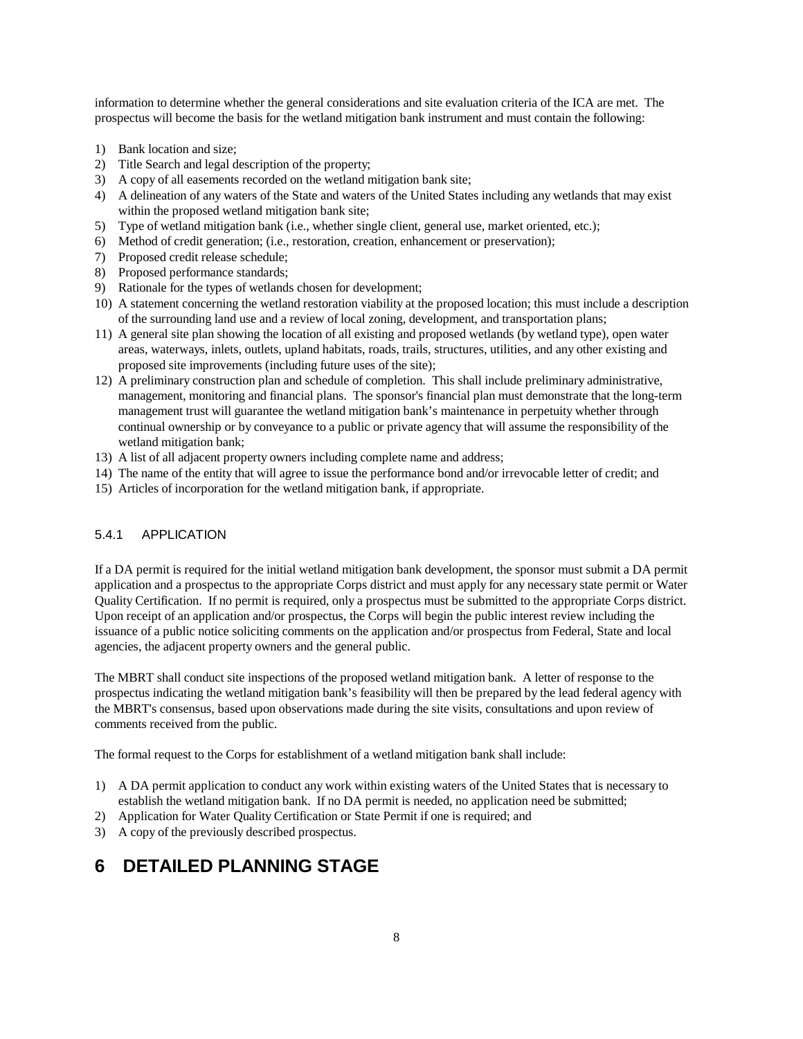information to determine whether the general considerations and site evaluation criteria of the ICA are met. The prospectus will become the basis for the wetland mitigation bank instrument and must contain the following:

1) Bank location and size;
2) Title Search and legal description of the property;
3) A copy of all easements recorded on the wetland mitigation bank site;
4) A delineation of any waters of the State and waters of the United States including any wetlands that may exist within the proposed wetland mitigation bank site;
5) Type of wetland mitigation bank (i.e., whether single client, general use, market oriented, etc.);
6) Method of credit generation; (i.e., restoration, creation, enhancement or preservation);
7) Proposed credit release schedule;
8) Proposed performance standards;
9) Rationale for the types of wetlands chosen for development;
10) A statement concerning the wetland restoration viability at the proposed location; this must include a description of the surrounding land use and a review of local zoning, development, and transportation plans;
11) A general site plan showing the location of all existing and proposed wetlands (by wetland type), open water areas, waterways, inlets, outlets, upland habitats, roads, trails, structures, utilities, and any other existing and proposed site improvements (including future uses of the site);
12) A preliminary construction plan and schedule of completion. This shall include preliminary administrative, management, monitoring and financial plans. The sponsor's financial plan must demonstrate that the long-term management trust will guarantee the wetland mitigation bank's maintenance in perpetuity whether through continual ownership or by conveyance to a public or private agency that will assume the responsibility of the wetland mitigation bank;
13) A list of all adjacent property owners including complete name and address;
14) The name of the entity that will agree to issue the performance bond and/or irrevocable letter of credit; and
15) Articles of incorporation for the wetland mitigation bank, if appropriate.

### 5.4.1 APPLICATION

If a DA permit is required for the initial wetland mitigation bank development, the sponsor must submit a DA permit application and a prospectus to the appropriate Corps district and must apply for any necessary state permit or Water Quality Certification. If no permit is required, only a prospectus must be submitted to the appropriate Corps district. Upon receipt of an application and/or prospectus, the Corps will begin the public interest review including the issuance of a public notice soliciting comments on the application and/or prospectus from Federal, State and local agencies, the adjacent property owners and the general public.

The MBRT shall conduct site inspections of the proposed wetland mitigation bank. A letter of response to the prospectus indicating the wetland mitigation bank's feasibility will then be prepared by the lead federal agency with the MBRT's consensus, based upon observations made during the site visits, consultations and upon review of comments received from the public.

The formal request to the Corps for establishment of a wetland mitigation bank shall include:

1) A DA permit application to conduct any work within existing waters of the United States that is necessary to establish the wetland mitigation bank. If no DA permit is needed, no application need be submitted;
2) Application for Water Quality Certification or State Permit if one is required; and
3) A copy of the previously described prospectus.

# 6 DETAILED PLANNING STAGE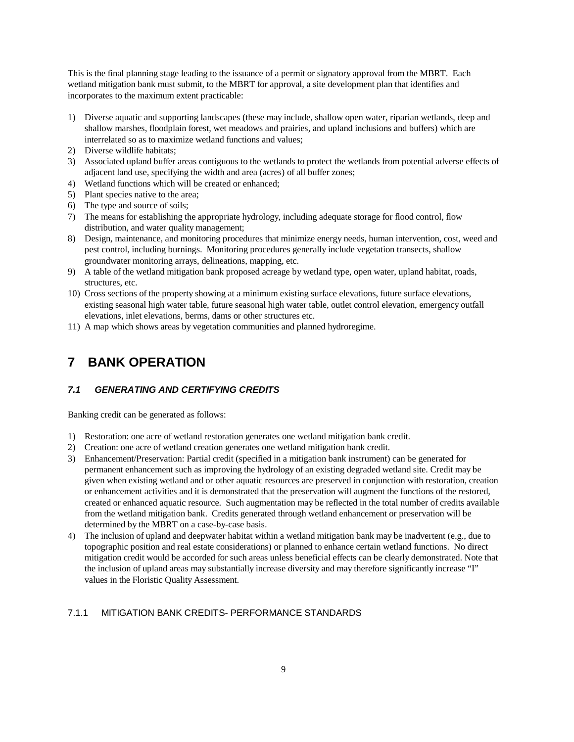This is the final planning stage leading to the issuance of a permit or signatory approval from the MBRT. Each wetland mitigation bank must submit, to the MBRT for approval, a site development plan that identifies and incorporates to the maximum extent practicable:

1) Diverse aquatic and supporting landscapes (these may include, shallow open water, riparian wetlands, deep and shallow marshes, floodplain forest, wet meadows and prairies, and upland inclusions and buffers) which are interrelated so as to maximize wetland functions and values;
2) Diverse wildlife habitats;
3) Associated upland buffer areas contiguous to the wetlands to protect the wetlands from potential adverse effects of adjacent land use, specifying the width and area (acres) of all buffer zones;
4) Wetland functions which will be created or enhanced;
5) Plant species native to the area;
6) The type and source of soils;
7) The means for establishing the appropriate hydrology, including adequate storage for flood control, flow distribution, and water quality management;
8) Design, maintenance, and monitoring procedures that minimize energy needs, human intervention, cost, weed and pest control, including burnings. Monitoring procedures generally include vegetation transects, shallow groundwater monitoring arrays, delineations, mapping, etc.
9) A table of the wetland mitigation bank proposed acreage by wetland type, open water, upland habitat, roads, structures, etc.
10) Cross sections of the property showing at a minimum existing surface elevations, future surface elevations, existing seasonal high water table, future seasonal high water table, outlet control elevation, emergency outfall elevations, inlet elevations, berms, dams or other structures etc.
11) A map which shows areas by vegetation communities and planned hydroregime.

# 7 BANK OPERATION

## *7.1 GENERATING AND CERTIFYING CREDITS*

Banking credit can be generated as follows:

1) Restoration: one acre of wetland restoration generates one wetland mitigation bank credit.
2) Creation: one acre of wetland creation generates one wetland mitigation bank credit.
3) Enhancement/Preservation: Partial credit (specified in a mitigation bank instrument) can be generated for permanent enhancement such as improving the hydrology of an existing degraded wetland site. Credit may be given when existing wetland and or other aquatic resources are preserved in conjunction with restoration, creation or enhancement activities and it is demonstrated that the preservation will augment the functions of the restored, created or enhanced aquatic resource. Such augmentation may be reflected in the total number of credits available from the wetland mitigation bank. Credits generated through wetland enhancement or preservation will be determined by the MBRT on a case-by-case basis.
4) The inclusion of upland and deepwater habitat within a wetland mitigation bank may be inadvertent (e.g., due to topographic position and real estate considerations) or planned to enhance certain wetland functions. No direct mitigation credit would be accorded for such areas unless beneficial effects can be clearly demonstrated. Note that the inclusion of upland areas may substantially increase diversity and may therefore significantly increase "I" values in the Floristic Quality Assessment.

### 7.1.1 MITIGATION BANK CREDITS- PERFORMANCE STANDARDS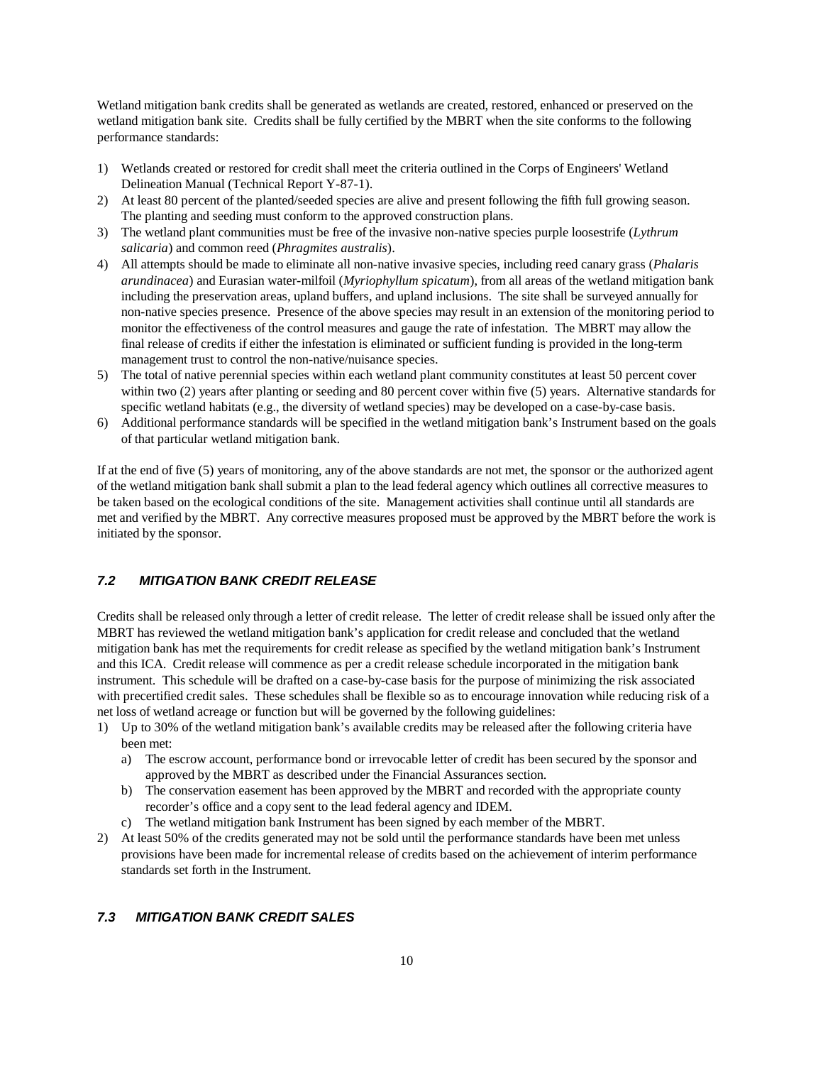Wetland mitigation bank credits shall be generated as wetlands are created, restored, enhanced or preserved on the wetland mitigation bank site. Credits shall be fully certified by the MBRT when the site conforms to the following performance standards:

1) Wetlands created or restored for credit shall meet the criteria outlined in the Corps of Engineers' Wetland Delineation Manual (Technical Report Y-87-1).
2) At least 80 percent of the planted/seeded species are alive and present following the fifth full growing season. The planting and seeding must conform to the approved construction plans.
3) The wetland plant communities must be free of the invasive non-native species purple loosestrife (*Lythrum salicaria*) and common reed (*Phragmites australis*).
4) All attempts should be made to eliminate all non-native invasive species, including reed canary grass (*Phalaris arundinacea*) and Eurasian water-milfoil (*Myriophyllum spicatum*), from all areas of the wetland mitigation bank including the preservation areas, upland buffers, and upland inclusions. The site shall be surveyed annually for non-native species presence. Presence of the above species may result in an extension of the monitoring period to monitor the effectiveness of the control measures and gauge the rate of infestation. The MBRT may allow the final release of credits if either the infestation is eliminated or sufficient funding is provided in the long-term management trust to control the non-native/nuisance species.
5) The total of native perennial species within each wetland plant community constitutes at least 50 percent cover within two (2) years after planting or seeding and 80 percent cover within five (5) years. Alternative standards for specific wetland habitats (e.g., the diversity of wetland species) may be developed on a case-by-case basis.
6) Additional performance standards will be specified in the wetland mitigation bank's Instrument based on the goals of that particular wetland mitigation bank.

If at the end of five (5) years of monitoring, any of the above standards are not met, the sponsor or the authorized agent of the wetland mitigation bank shall submit a plan to the lead federal agency which outlines all corrective measures to be taken based on the ecological conditions of the site. Management activities shall continue until all standards are met and verified by the MBRT. Any corrective measures proposed must be approved by the MBRT before the work is initiated by the sponsor.

### *7.2 MITIGATION BANK CREDIT RELEASE*

Credits shall be released only through a letter of credit release. The letter of credit release shall be issued only after the MBRT has reviewed the wetland mitigation bank's application for credit release and concluded that the wetland mitigation bank has met the requirements for credit release as specified by the wetland mitigation bank's Instrument and this ICA. Credit release will commence as per a credit release schedule incorporated in the mitigation bank instrument. This schedule will be drafted on a case-by-case basis for the purpose of minimizing the risk associated with precertified credit sales. These schedules shall be flexible so as to encourage innovation while reducing risk of a net loss of wetland acreage or function but will be governed by the following guidelines:

1) Up to 30% of the wetland mitigation bank's available credits may be released after the following criteria have been met:
   a) The escrow account, performance bond or irrevocable letter of credit has been secured by the sponsor and approved by the MBRT as described under the Financial Assurances section.
   b) The conservation easement has been approved by the MBRT and recorded with the appropriate county recorder's office and a copy sent to the lead federal agency and IDEM.
   c) The wetland mitigation bank Instrument has been signed by each member of the MBRT.
2) At least 50% of the credits generated may not be sold until the performance standards have been met unless provisions have been made for incremental release of credits based on the achievement of interim performance standards set forth in the Instrument.

### *7.3 MITIGATION BANK CREDIT SALES*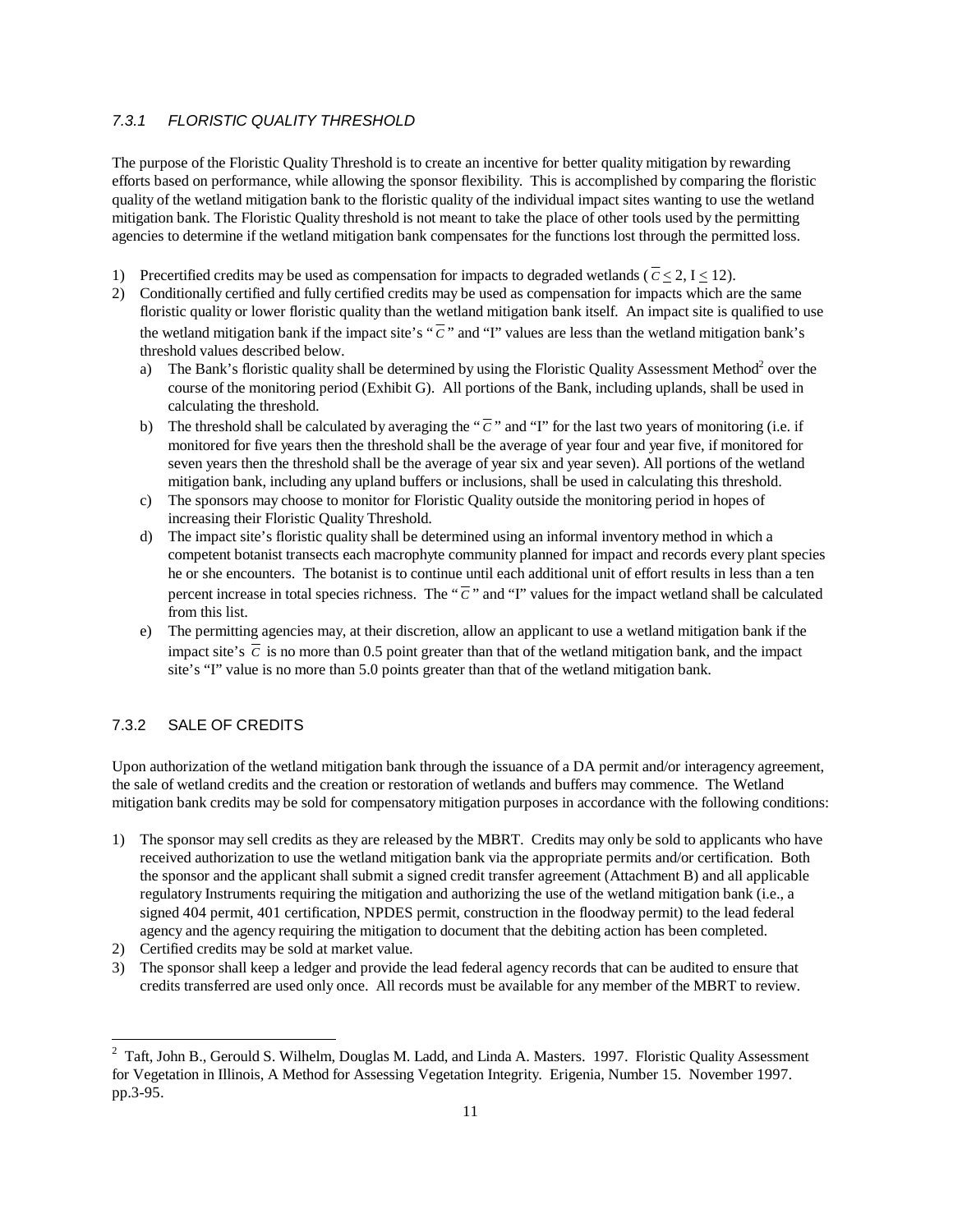### *7.3.1 FLORISTIC QUALITY THRESHOLD*

The purpose of the Floristic Quality Threshold is to create an incentive for better quality mitigation by rewarding efforts based on performance, while allowing the sponsor flexibility. This is accomplished by comparing the floristic quality of the wetland mitigation bank to the floristic quality of the individual impact sites wanting to use the wetland mitigation bank. The Floristic Quality threshold is not meant to take the place of other tools used by the permitting agencies to determine if the wetland mitigation bank compensates for the functions lost through the permitted loss.

1) Precertified credits may be used as compensation for impacts to degraded wetlands ($\overline{C} \leq 2$, $I \leq 12$).
2) Conditionally certified and fully certified credits may be used as compensation for impacts which are the same floristic quality or lower floristic quality than the wetland mitigation bank itself. An impact site is qualified to use the wetland mitigation bank if the impact site's "$\overline{C}$" and "I" values are less than the wetland mitigation bank's threshold values described below.
   a) The Bank's floristic quality shall be determined by using the Floristic Quality Assessment Method[2] over the course of the monitoring period (Exhibit G). All portions of the Bank, including uplands, shall be used in calculating the threshold.
   b) The threshold shall be calculated by averaging the "$\overline{C}$" and "I" for the last two years of monitoring (i.e. if monitored for five years then the threshold shall be the average of year four and year five, if monitored for seven years then the threshold shall be the average of year six and year seven). All portions of the wetland mitigation bank, including any upland buffers or inclusions, shall be used in calculating this threshold.
   c) The sponsors may choose to monitor for Floristic Quality outside the monitoring period in hopes of increasing their Floristic Quality Threshold.
   d) The impact site's floristic quality shall be determined using an informal inventory method in which a competent botanist transects each macrophyte community planned for impact and records every plant species he or she encounters. The botanist is to continue until each additional unit of effort results in less than a ten percent increase in total species richness. The "$\overline{C}$" and "I" values for the impact wetland shall be calculated from this list.
   e) The permitting agencies may, at their discretion, allow an applicant to use a wetland mitigation bank if the impact site's $\overline{C}$ is no more than 0.5 point greater than that of the wetland mitigation bank, and the impact site's "I" value is no more than 5.0 points greater than that of the wetland mitigation bank.

### 7.3.2 SALE OF CREDITS

Upon authorization of the wetland mitigation bank through the issuance of a DA permit and/or interagency agreement, the sale of wetland credits and the creation or restoration of wetlands and buffers may commence. The Wetland mitigation bank credits may be sold for compensatory mitigation purposes in accordance with the following conditions:

1) The sponsor may sell credits as they are released by the MBRT. Credits may only be sold to applicants who have received authorization to use the wetland mitigation bank via the appropriate permits and/or certification. Both the sponsor and the applicant shall submit a signed credit transfer agreement (Attachment B) and all applicable regulatory Instruments requiring the mitigation and authorizing the use of the wetland mitigation bank (i.e., a signed 404 permit, 401 certification, NPDES permit, construction in the floodway permit) to the lead federal agency and the agency requiring the mitigation to document that the debiting action has been completed.
2) Certified credits may be sold at market value.
3) The sponsor shall keep a ledger and provide the lead federal agency records that can be audited to ensure that credits transferred are used only once. All records must be available for any member of the MBRT to review.

---

[2] Taft, John B., Gerould S. Wilhelm, Douglas M. Ladd, and Linda A. Masters. 1997. Floristic Quality Assessment for Vegetation in Illinois, A Method for Assessing Vegetation Integrity. Erigenia, Number 15. November 1997. pp.3-95.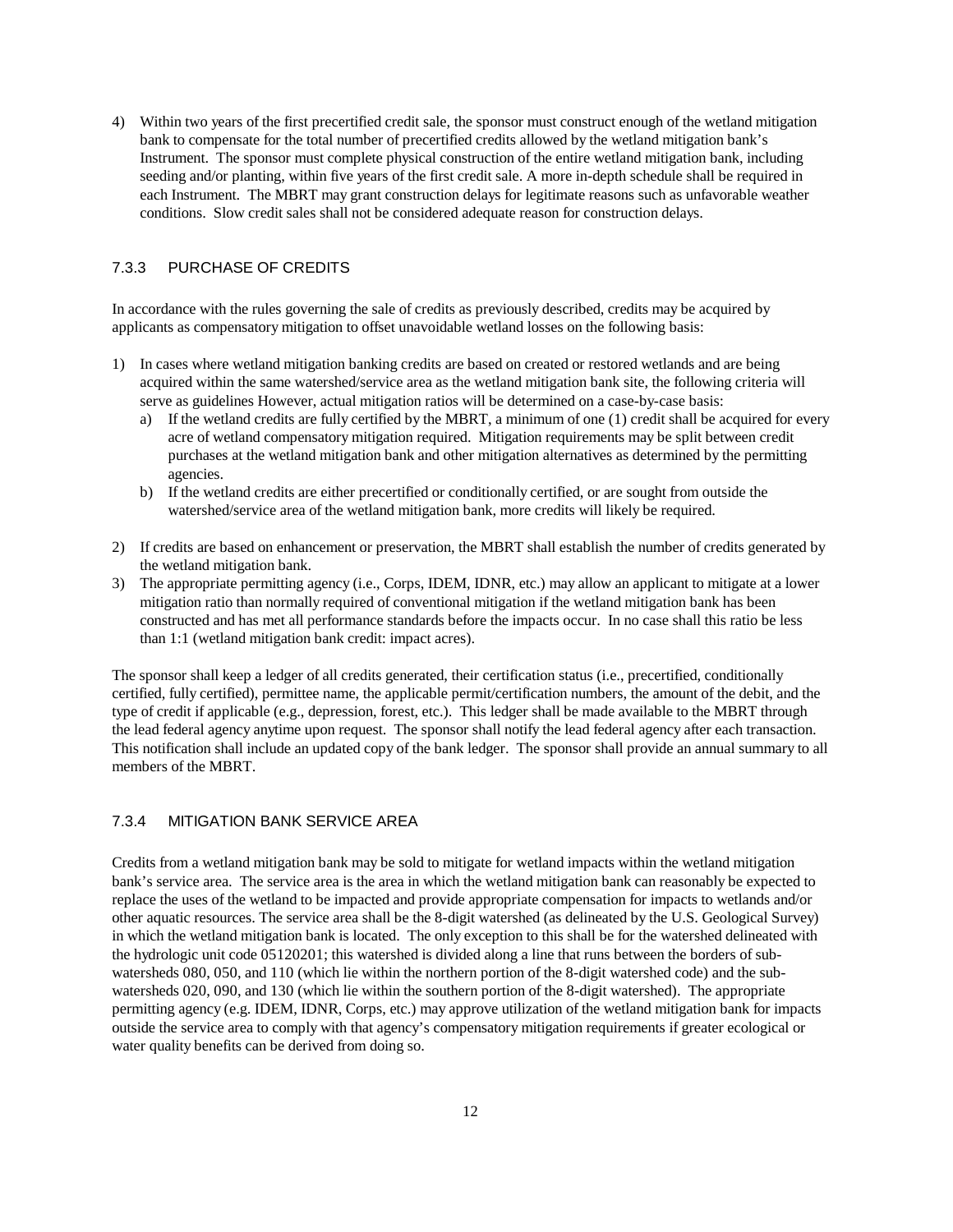4) Within two years of the first precertified credit sale, the sponsor must construct enough of the wetland mitigation bank to compensate for the total number of precertified credits allowed by the wetland mitigation bank's Instrument. The sponsor must complete physical construction of the entire wetland mitigation bank, including seeding and/or planting, within five years of the first credit sale. A more in-depth schedule shall be required in each Instrument. The MBRT may grant construction delays for legitimate reasons such as unfavorable weather conditions. Slow credit sales shall not be considered adequate reason for construction delays.

### 7.3.3 PURCHASE OF CREDITS

In accordance with the rules governing the sale of credits as previously described, credits may be acquired by applicants as compensatory mitigation to offset unavoidable wetland losses on the following basis:

1) In cases where wetland mitigation banking credits are based on created or restored wetlands and are being acquired within the same watershed/service area as the wetland mitigation bank site, the following criteria will serve as guidelines However, actual mitigation ratios will be determined on a case-by-case basis:
   a) If the wetland credits are fully certified by the MBRT, a minimum of one (1) credit shall be acquired for every acre of wetland compensatory mitigation required. Mitigation requirements may be split between credit purchases at the wetland mitigation bank and other mitigation alternatives as determined by the permitting agencies.
   b) If the wetland credits are either precertified or conditionally certified, or are sought from outside the watershed/service area of the wetland mitigation bank, more credits will likely be required.
2) If credits are based on enhancement or preservation, the MBRT shall establish the number of credits generated by the wetland mitigation bank.
3) The appropriate permitting agency (i.e., Corps, IDEM, IDNR, etc.) may allow an applicant to mitigate at a lower mitigation ratio than normally required of conventional mitigation if the wetland mitigation bank has been constructed and has met all performance standards before the impacts occur. In no case shall this ratio be less than 1:1 (wetland mitigation bank credit: impact acres).

The sponsor shall keep a ledger of all credits generated, their certification status (i.e., precertified, conditionally certified, fully certified), permittee name, the applicable permit/certification numbers, the amount of the debit, and the type of credit if applicable (e.g., depression, forest, etc.). This ledger shall be made available to the MBRT through the lead federal agency anytime upon request. The sponsor shall notify the lead federal agency after each transaction. This notification shall include an updated copy of the bank ledger. The sponsor shall provide an annual summary to all members of the MBRT.

### 7.3.4 MITIGATION BANK SERVICE AREA

Credits from a wetland mitigation bank may be sold to mitigate for wetland impacts within the wetland mitigation bank's service area. The service area is the area in which the wetland mitigation bank can reasonably be expected to replace the uses of the wetland to be impacted and provide appropriate compensation for impacts to wetlands and/or other aquatic resources. The service area shall be the 8-digit watershed (as delineated by the U.S. Geological Survey) in which the wetland mitigation bank is located. The only exception to this shall be for the watershed delineated with the hydrologic unit code 05120201; this watershed is divided along a line that runs between the borders of sub-watersheds 080, 050, and 110 (which lie within the northern portion of the 8-digit watershed code) and the sub-watersheds 020, 090, and 130 (which lie within the southern portion of the 8-digit watershed). The appropriate permitting agency (e.g. IDEM, IDNR, Corps, etc.) may approve utilization of the wetland mitigation bank for impacts outside the service area to comply with that agency's compensatory mitigation requirements if greater ecological or water quality benefits can be derived from doing so.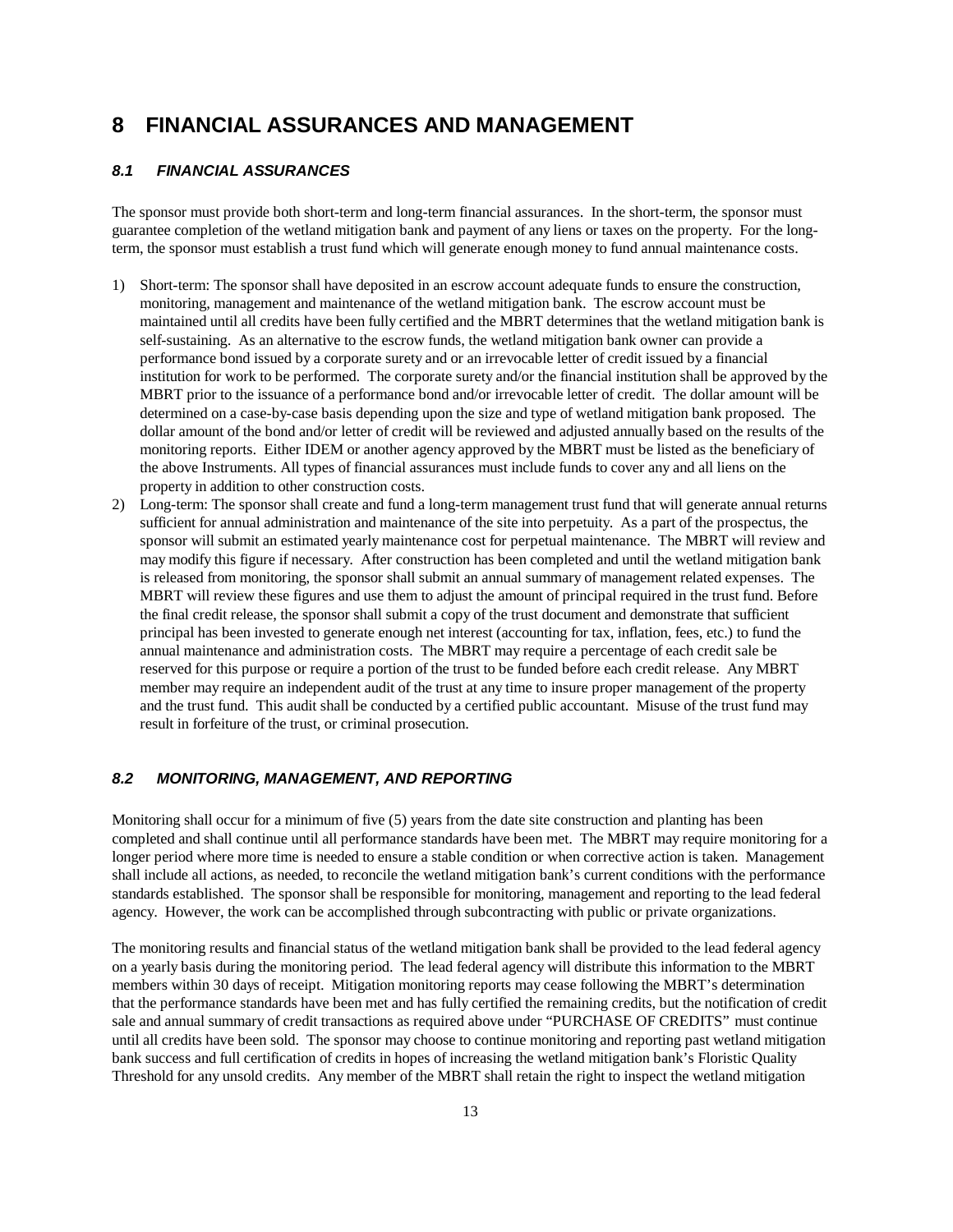# 8 FINANCIAL ASSURANCES AND MANAGEMENT

## *8.1 FINANCIAL ASSURANCES*

The sponsor must provide both short-term and long-term financial assurances. In the short-term, the sponsor must guarantee completion of the wetland mitigation bank and payment of any liens or taxes on the property. For the long-term, the sponsor must establish a trust fund which will generate enough money to fund annual maintenance costs.

1) Short-term: The sponsor shall have deposited in an escrow account adequate funds to ensure the construction, monitoring, management and maintenance of the wetland mitigation bank. The escrow account must be maintained until all credits have been fully certified and the MBRT determines that the wetland mitigation bank is self-sustaining. As an alternative to the escrow funds, the wetland mitigation bank owner can provide a performance bond issued by a corporate surety and or an irrevocable letter of credit issued by a financial institution for work to be performed. The corporate surety and/or the financial institution shall be approved by the MBRT prior to the issuance of a performance bond and/or irrevocable letter of credit. The dollar amount will be determined on a case-by-case basis depending upon the size and type of wetland mitigation bank proposed. The dollar amount of the bond and/or letter of credit will be reviewed and adjusted annually based on the results of the monitoring reports. Either IDEM or another agency approved by the MBRT must be listed as the beneficiary of the above Instruments. All types of financial assurances must include funds to cover any and all liens on the property in addition to other construction costs.
2) Long-term: The sponsor shall create and fund a long-term management trust fund that will generate annual returns sufficient for annual administration and maintenance of the site into perpetuity. As a part of the prospectus, the sponsor will submit an estimated yearly maintenance cost for perpetual maintenance. The MBRT will review and may modify this figure if necessary. After construction has been completed and until the wetland mitigation bank is released from monitoring, the sponsor shall submit an annual summary of management related expenses. The MBRT will review these figures and use them to adjust the amount of principal required in the trust fund. Before the final credit release, the sponsor shall submit a copy of the trust document and demonstrate that sufficient principal has been invested to generate enough net interest (accounting for tax, inflation, fees, etc.) to fund the annual maintenance and administration costs. The MBRT may require a percentage of each credit sale be reserved for this purpose or require a portion of the trust to be funded before each credit release. Any MBRT member may require an independent audit of the trust at any time to insure proper management of the property and the trust fund. This audit shall be conducted by a certified public accountant. Misuse of the trust fund may result in forfeiture of the trust, or criminal prosecution.

## *8.2 MONITORING, MANAGEMENT, AND REPORTING*

Monitoring shall occur for a minimum of five (5) years from the date site construction and planting has been completed and shall continue until all performance standards have been met. The MBRT may require monitoring for a longer period where more time is needed to ensure a stable condition or when corrective action is taken. Management shall include all actions, as needed, to reconcile the wetland mitigation bank's current conditions with the performance standards established. The sponsor shall be responsible for monitoring, management and reporting to the lead federal agency. However, the work can be accomplished through subcontracting with public or private organizations.

The monitoring results and financial status of the wetland mitigation bank shall be provided to the lead federal agency on a yearly basis during the monitoring period. The lead federal agency will distribute this information to the MBRT members within 30 days of receipt. Mitigation monitoring reports may cease following the MBRT's determination that the performance standards have been met and has fully certified the remaining credits, but the notification of credit sale and annual summary of credit transactions as required above under "PURCHASE OF CREDITS" must continue until all credits have been sold. The sponsor may choose to continue monitoring and reporting past wetland mitigation bank success and full certification of credits in hopes of increasing the wetland mitigation bank's Floristic Quality Threshold for any unsold credits. Any member of the MBRT shall retain the right to inspect the wetland mitigation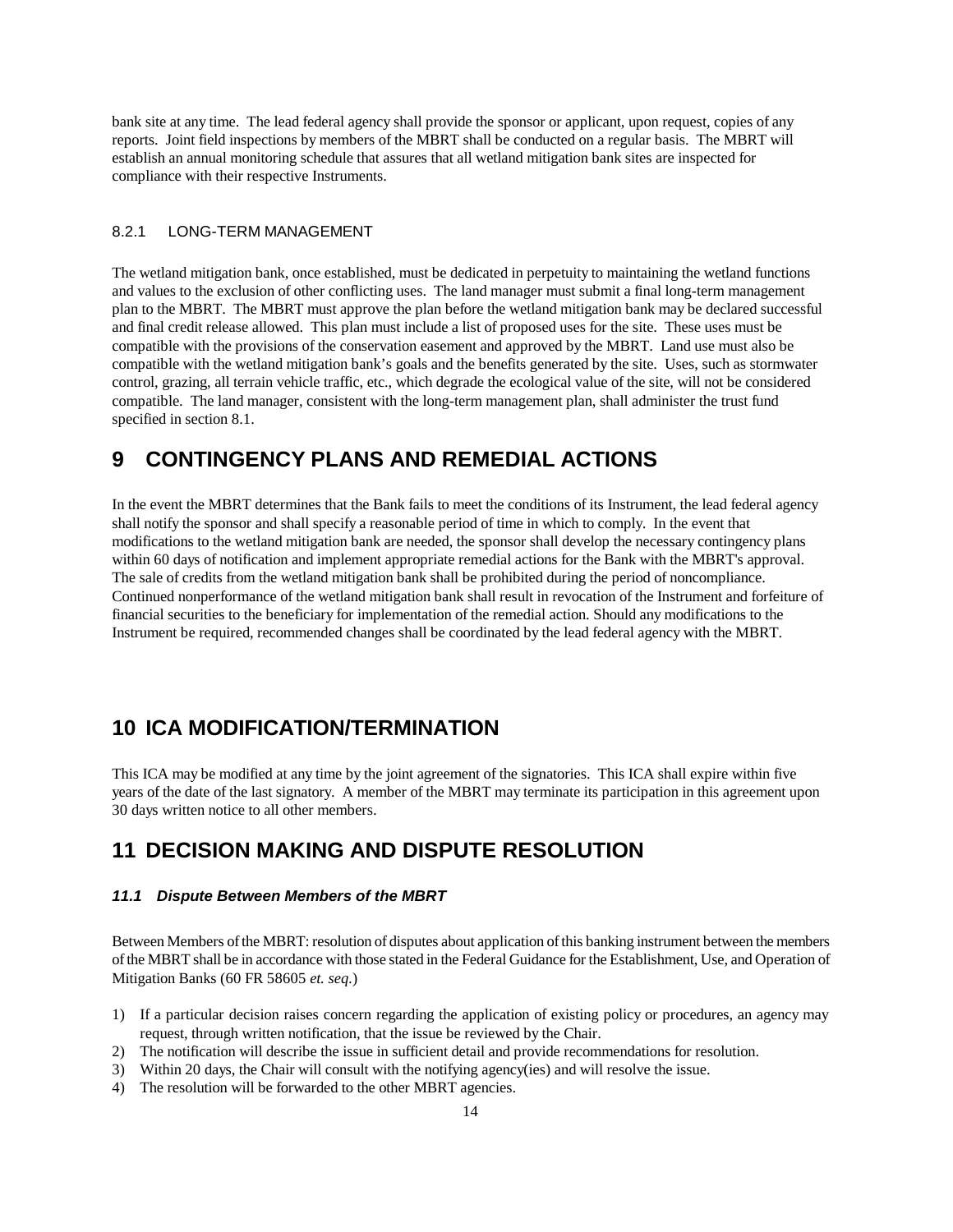bank site at any time. The lead federal agency shall provide the sponsor or applicant, upon request, copies of any reports. Joint field inspections by members of the MBRT shall be conducted on a regular basis. The MBRT will establish an annual monitoring schedule that assures that all wetland mitigation bank sites are inspected for compliance with their respective Instruments.

#### 8.2.1 LONG-TERM MANAGEMENT

The wetland mitigation bank, once established, must be dedicated in perpetuity to maintaining the wetland functions and values to the exclusion of other conflicting uses. The land manager must submit a final long-term management plan to the MBRT. The MBRT must approve the plan before the wetland mitigation bank may be declared successful and final credit release allowed. This plan must include a list of proposed uses for the site. These uses must be compatible with the provisions of the conservation easement and approved by the MBRT. Land use must also be compatible with the wetland mitigation bank's goals and the benefits generated by the site. Uses, such as stormwater control, grazing, all terrain vehicle traffic, etc., which degrade the ecological value of the site, will not be considered compatible. The land manager, consistent with the long-term management plan, shall administer the trust fund specified in section 8.1.

# 9 CONTINGENCY PLANS AND REMEDIAL ACTIONS

In the event the MBRT determines that the Bank fails to meet the conditions of its Instrument, the lead federal agency shall notify the sponsor and shall specify a reasonable period of time in which to comply. In the event that modifications to the wetland mitigation bank are needed, the sponsor shall develop the necessary contingency plans within 60 days of notification and implement appropriate remedial actions for the Bank with the MBRT's approval. The sale of credits from the wetland mitigation bank shall be prohibited during the period of noncompliance. Continued nonperformance of the wetland mitigation bank shall result in revocation of the Instrument and forfeiture of financial securities to the beneficiary for implementation of the remedial action. Should any modifications to the Instrument be required, recommended changes shall be coordinated by the lead federal agency with the MBRT.

# 10 ICA MODIFICATION/TERMINATION

This ICA may be modified at any time by the joint agreement of the signatories. This ICA shall expire within five years of the date of the last signatory. A member of the MBRT may terminate its participation in this agreement upon 30 days written notice to all other members.

# 11 DECISION MAKING AND DISPUTE RESOLUTION

### *11.1 Dispute Between Members of the MBRT*

Between Members of the MBRT: resolution of disputes about application of this banking instrument between the members of the MBRT shall be in accordance with those stated in the Federal Guidance for the Establishment, Use, and Operation of Mitigation Banks (60 FR 58605 *et. seq.*)

1) If a particular decision raises concern regarding the application of existing policy or procedures, an agency may request, through written notification, that the issue be reviewed by the Chair.
2) The notification will describe the issue in sufficient detail and provide recommendations for resolution.
3) Within 20 days, the Chair will consult with the notifying agency(ies) and will resolve the issue.
4) The resolution will be forwarded to the other MBRT agencies.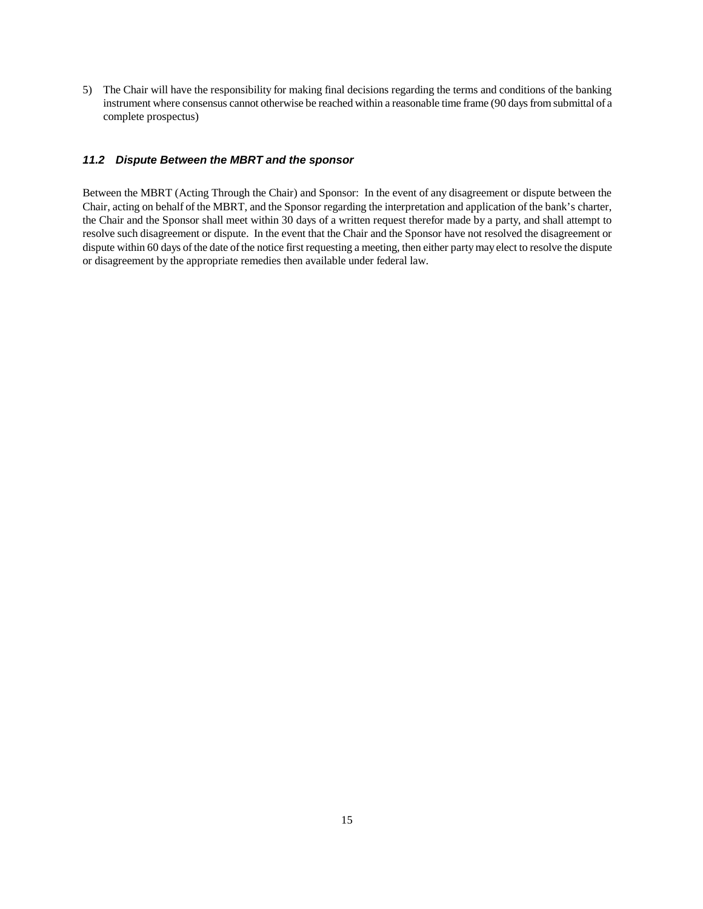5) The Chair will have the responsibility for making final decisions regarding the terms and conditions of the banking instrument where consensus cannot otherwise be reached within a reasonable time frame (90 days from submittal of a complete prospectus)

### *11.2 Dispute Between the MBRT and the sponsor*

Between the MBRT (Acting Through the Chair) and Sponsor: In the event of any disagreement or dispute between the Chair, acting on behalf of the MBRT, and the Sponsor regarding the interpretation and application of the bank's charter, the Chair and the Sponsor shall meet within 30 days of a written request therefor made by a party, and shall attempt to resolve such disagreement or dispute. In the event that the Chair and the Sponsor have not resolved the disagreement or dispute within 60 days of the date of the notice first requesting a meeting, then either party may elect to resolve the dispute or disagreement by the appropriate remedies then available under federal law.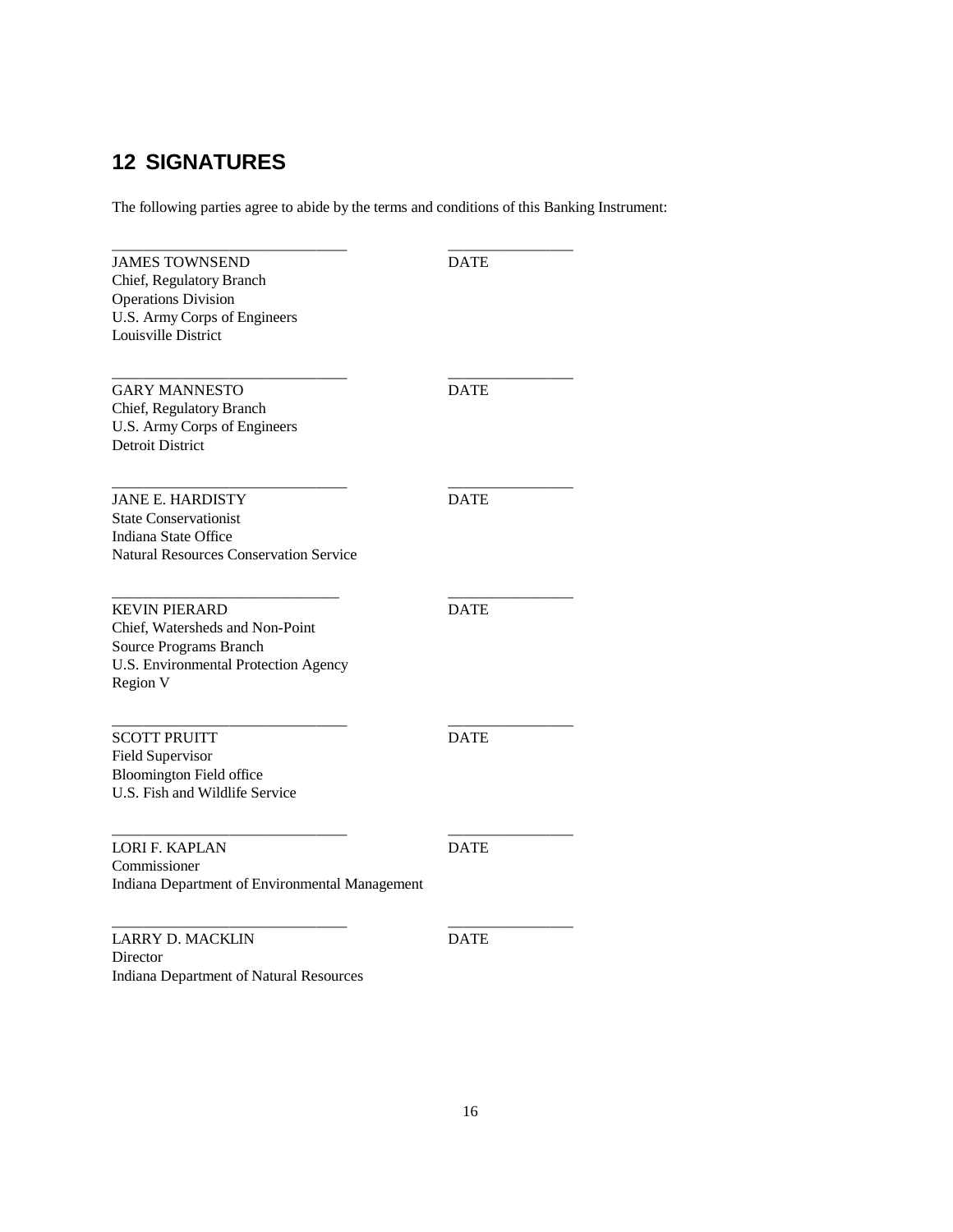## 12 SIGNATURES

The following parties agree to abide by the terms and conditions of this Banking Instrument:

\_\_\_\_\_\_\_\_\_\_\_\_\_\_\_\_\_\_\_\_\_\_\_\_\_\_\_\_\_\_ \_\_\_\_\_\_\_\_\_\_\_\_\_\_\_\_

JAMES TOWNSEND DATE
Chief, Regulatory Branch
Operations Division
U.S. Army Corps of Engineers
Louisville District

\_\_\_\_\_\_\_\_\_\_\_\_\_\_\_\_\_\_\_\_\_\_\_\_\_\_\_\_\_\_ \_\_\_\_\_\_\_\_\_\_\_\_\_\_\_\_

GARY MANNESTO DATE
Chief, Regulatory Branch
U.S. Army Corps of Engineers
Detroit District

\_\_\_\_\_\_\_\_\_\_\_\_\_\_\_\_\_\_\_\_\_\_\_\_\_\_\_\_\_\_ \_\_\_\_\_\_\_\_\_\_\_\_\_\_\_\_

JANE E. HARDISTY DATE
State Conservationist
Indiana State Office
Natural Resources Conservation Service

\_\_\_\_\_\_\_\_\_\_\_\_\_\_\_\_\_\_\_\_\_\_\_\_\_\_\_\_\_\_ \_\_\_\_\_\_\_\_\_\_\_\_\_\_\_\_

KEVIN PIERARD DATE
Chief, Watersheds and Non-Point
Source Programs Branch
U.S. Environmental Protection Agency
Region V

\_\_\_\_\_\_\_\_\_\_\_\_\_\_\_\_\_\_\_\_\_\_\_\_\_\_\_\_\_\_ \_\_\_\_\_\_\_\_\_\_\_\_\_\_\_\_

SCOTT PRUITT DATE
Field Supervisor
Bloomington Field office
U.S. Fish and Wildlife Service

\_\_\_\_\_\_\_\_\_\_\_\_\_\_\_\_\_\_\_\_\_\_\_\_\_\_\_\_\_\_ \_\_\_\_\_\_\_\_\_\_\_\_\_\_\_\_

LORI F. KAPLAN DATE
Commissioner
Indiana Department of Environmental Management

\_\_\_\_\_\_\_\_\_\_\_\_\_\_\_\_\_\_\_\_\_\_\_\_\_\_\_\_\_\_ \_\_\_\_\_\_\_\_\_\_\_\_\_\_\_\_

LARRY D. MACKLIN DATE
Director
Indiana Department of Natural Resources